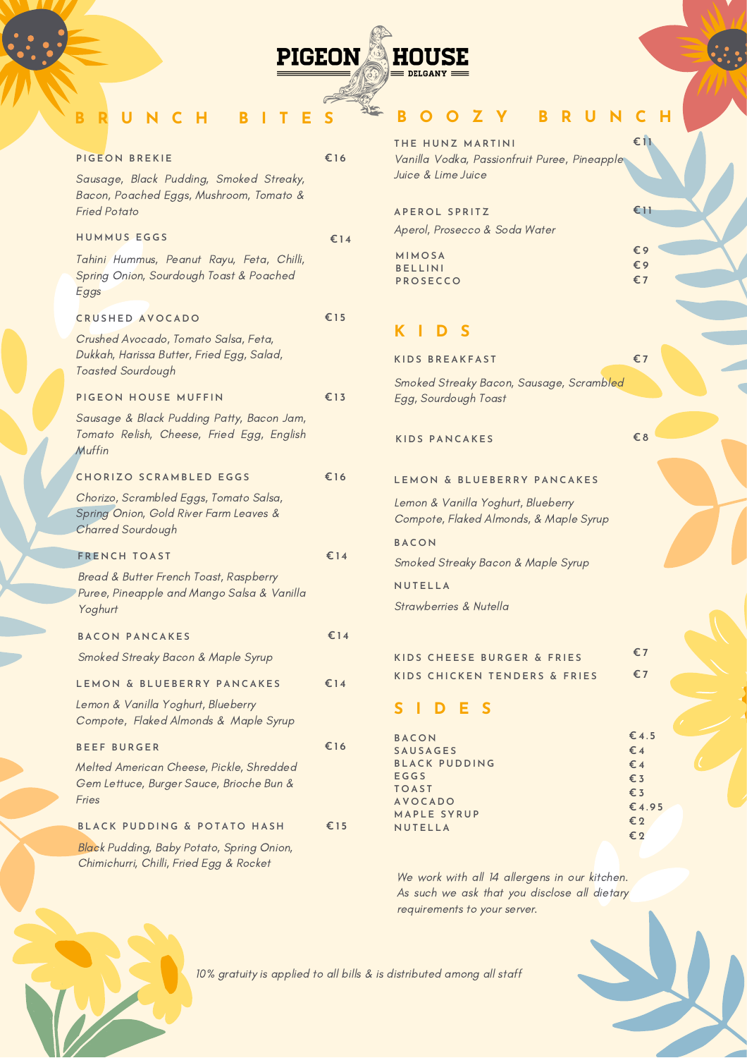# PIGEON HOUSE

DELGANY

## BRUNCH BITES

### PIGEON BREKIE — €16

*Sausage, Black Pudding, Smoked Streaky, Bacon, Poached Eggs, Mushroom, Tomato & Fried Potato*

### HUMMUS EGGS — €14

*Tahini Hummus, Peanut Rayu, Feta, Chilli, Spring Onion, Sourdough Toast & Poached Eggs*

### CRUSHED AVOCADO — €15

*Crushed Avocado, Tomato Salsa, Feta, Dukkah, Harissa Butter, Fried Egg, Salad, Toasted Sourdough*

### PIGEON HOUSE MUFFIN — €13

*Sausage & Black Pudding Patty, Bacon Jam, Tomato Relish, Cheese, Fried Egg, English Muffin*

### CHORIZO SCRAMBLED EGGS — €16

*Chorizo, Scrambled Eggs, Tomato Salsa, Spring Onion, Gold River Farm Leaves & Charred Sourdough*

### FRENCH TOAST — €14

*Bread & Butter French Toast, Raspberry Puree, Pineapple and Mango Salsa & Vanilla Yoghurt*

### BACON PANCAKES — €14

*Smoked Streaky Bacon & Maple Syrup*

### LEMON & BLUEBERRY PANCAKES — €14

*Lemon & Vanilla Yoghurt, Blueberry Compote, Flaked Almonds & Maple Syrup*

### BEEF BURGER — €16

*Melted American Cheese, Pickle, Shredded Gem Lettuce, Burger Sauce, Brioche Bun & Fries*

### BLACK PUDDING & POTATO HASH — €15

*Black Pudding, Baby Potato, Spring Onion, Chimichurri, Chilli, Fried Egg & Rocket*

## BOOZY BRUNCH

### THE HUNZ MARTINI — €11

*Vanilla Vodka, Passionfruit Puree, Pineapple Juice & Lime Juice*

### APEROL SPRITZ — €11

*Aperol, Prosecco & Soda Water*

| | |
|---|---|
| MIMOSA | €9 |
| BELLINI | €9 |
| PROSECCO | €7 |

## KIDS

### KIDS BREAKFAST — €7

*Smoked Streaky Bacon, Sausage, Scrambled Egg, Sourdough Toast*

### KIDS PANCAKES — €8

**LEMON & BLUEBERRY PANCAKES**

*Lemon & Vanilla Yoghurt, Blueberry Compote, Flaked Almonds, & Maple Syrup*

**BACON**

*Smoked Streaky Bacon & Maple Syrup*

**NUTELLA**

*Strawberries & Nutella*

| | |
|---|---|
| KIDS CHEESE BURGER & FRIES | €7 |
| KIDS CHICKEN TENDERS & FRIES | €7 |

## SIDES

| | |
|---|---|
| BACON | €4.5 |
| SAUSAGES | €4 |
| BLACK PUDDING | €4 |
| EGGS | €3 |
| TOAST | €3 |
| AVOCADO | €4.95 |
| MAPLE SYRUP | €2 |
| NUTELLA | €2 |

*We work with all 14 allergens in our kitchen. As such we ask that you disclose all dietary requirements to your server.*

*10% gratuity is applied to all bills & is distributed among all staff*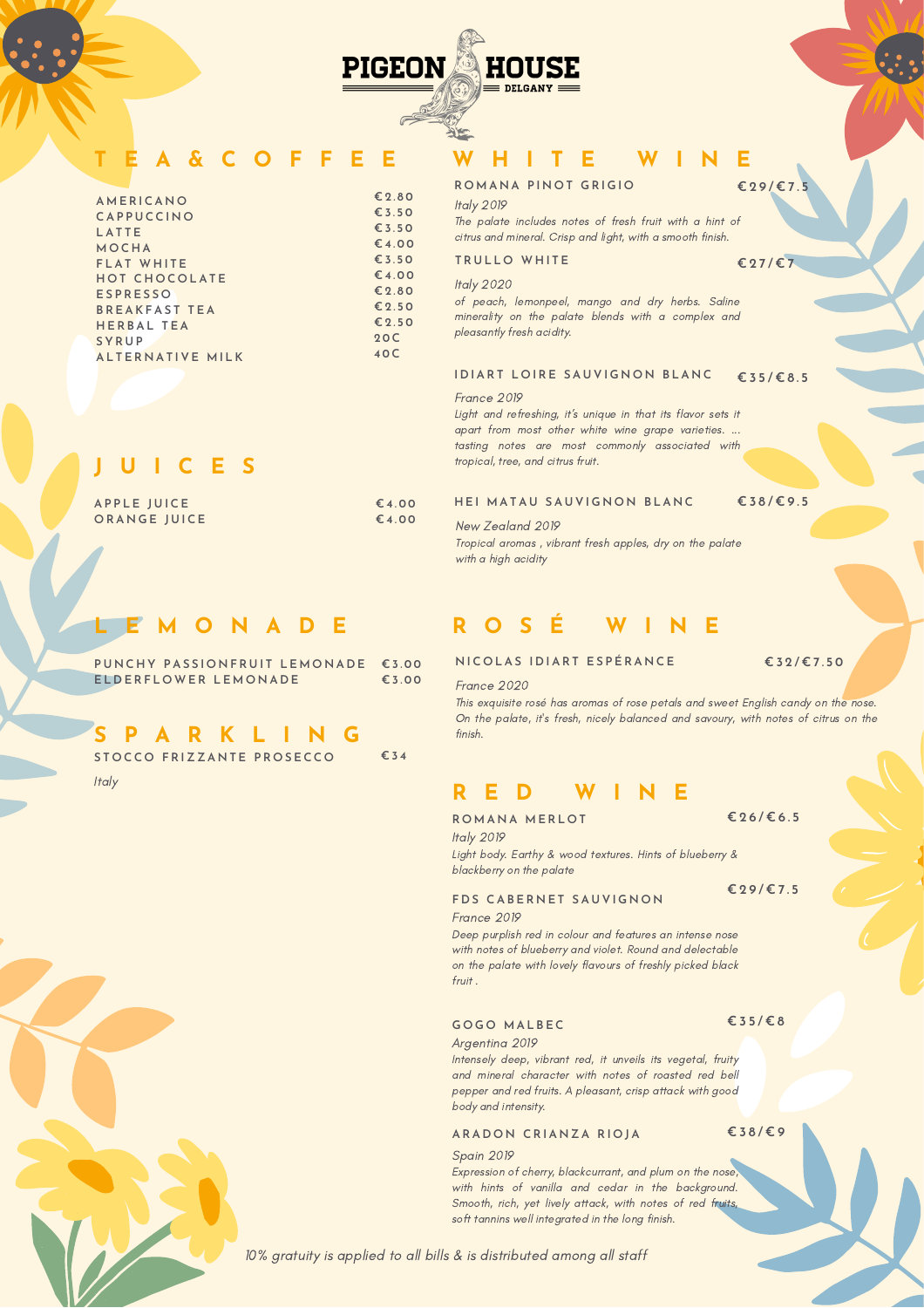# PIGEON HOUSE
DELGANY

## TEA & COFFEE

| | |
|---|---|
| AMERICANO | €2.80 |
| CAPPUCCINO | €3.50 |
| LATTE | €3.50 |
| MOCHA | €4.00 |
| FLAT WHITE | €3.50 |
| HOT CHOCOLATE | €4.00 |
| ESPRESSO | €2.80 |
| BREAKFAST TEA | €2.50 |
| HERBAL TEA | €2.50 |
| SYRUP | 20C |
| ALTERNATIVE MILK | 40C |

## JUICES

| | |
|---|---|
| APPLE JUICE | €4.00 |
| ORANGE JUICE | €4.00 |

## LEMONADE

| | |
|---|---|
| PUNCHY PASSIONFRUIT LEMONADE | €3.00 |
| ELDERFLOWER LEMONADE | €3.00 |

## SPARKLING

**STOCCO FRIZZANTE PROSECCO** €34

*Italy*

## WHITE WINE

**ROMANA PINOT GRIGIO** €29/€7.5

*Italy 2019*

*The palate includes notes of fresh fruit with a hint of citrus and mineral. Crisp and light, with a smooth finish.*

**TRULLO WHITE** €27/€7

*Italy 2020*

*of peach, lemonpeel, mango and dry herbs. Saline minerality on the palate blends with a complex and pleasantly fresh acidity.*

**IDIART LOIRE SAUVIGNON BLANC** €35/€8.5

*France 2019*

*Light and refreshing, it's unique in that its flavor sets it apart from most other white wine grape varieties. ... tasting notes are most commonly associated with tropical, tree, and citrus fruit.*

**HEI MATAU SAUVIGNON BLANC** €38/€9.5

*New Zealand 2019*

*Tropical aromas , vibrant fresh apples, dry on the palate with a high acidity*

## ROSÉ WINE

**NICOLAS IDIART ESPÉRANCE** €32/€7.50

*France 2020*

*This exquisite rosé has aromas of rose petals and sweet English candy on the nose. On the palate, it's fresh, nicely balanced and savoury, with notes of citrus on the finish.*

## RED WINE

**ROMANA MERLOT** €26/€6.5

*Italy 2019*

*Light body. Earthy & wood textures. Hints of blueberry & blackberry on the palate*

**FDS CABERNET SAUVIGNON** €29/€7.5

*France 2019*

*Deep purplish red in colour and features an intense nose with notes of blueberry and violet. Round and delectable on the palate with lovely flavours of freshly picked black fruit .*

**GOGO MALBEC** €35/€8

*Argentina 2019*

*Intensely deep, vibrant red, it unveils its vegetal, fruity and mineral character with notes of roasted red bell pepper and red fruits. A pleasant, crisp attack with good body and intensity.*

**ARADON CRIANZA RIOJA** €38/€9

*Spain 2019*

*Expression of cherry, blackcurrant, and plum on the nose, with hints of vanilla and cedar in the background. Smooth, rich, yet lively attack, with notes of red fruits, soft tannins well integrated in the long finish.*

*10% gratuity is applied to all bills & is distributed among all staff*